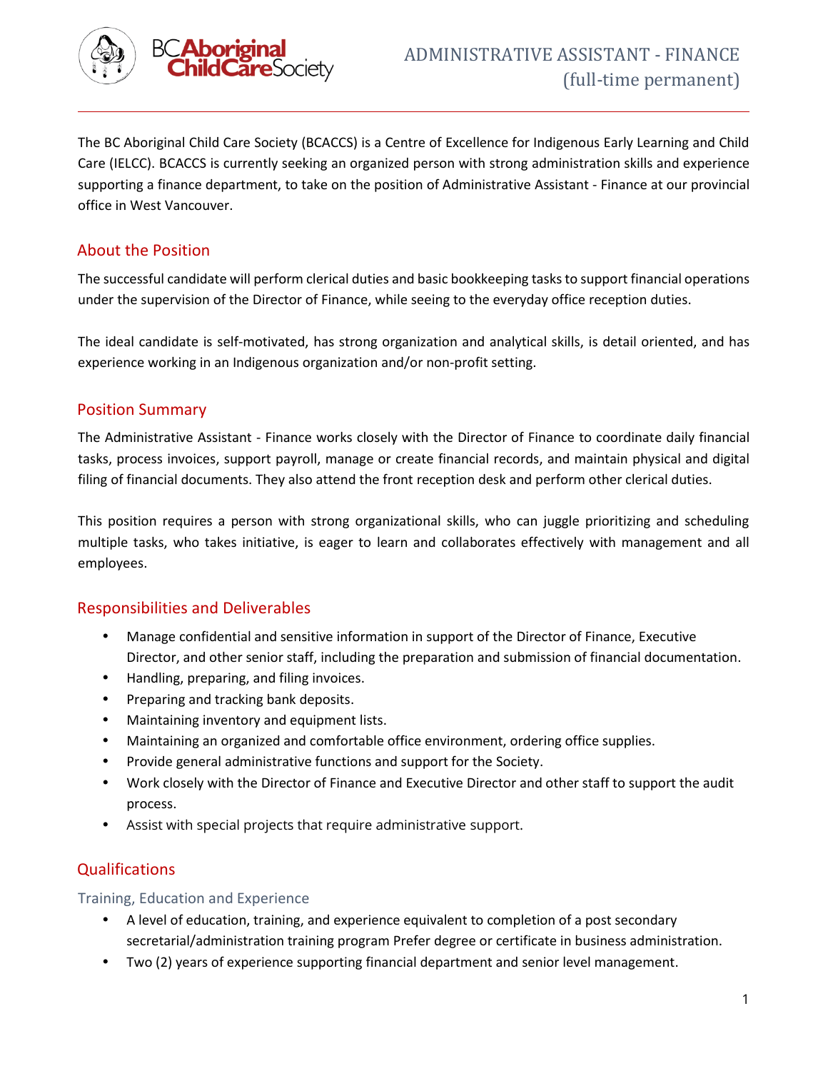# ADMINISTRATIVE ASSISTANT - FINANCE (full-time permanent)

The BC Aboriginal Child Care Society (BCACCS) is a Centre of Excellence for Indigenous Early Learning and Child Care (IELCC). BCACCS is currently seeking an organized person with strong administration skills and experience supporting a finance department, to take on the position of Administrative Assistant - Finance at our provincial office in West Vancouver.

## About the Position

The successful candidate will perform clerical duties and basic bookkeeping tasks to support financial operations under the supervision of the Director of Finance, while seeing to the everyday office reception duties.

The ideal candidate is self-motivated, has strong organization and analytical skills, is detail oriented, and has experience working in an Indigenous organization and/or non-profit setting.

## Position Summary

The Administrative Assistant - Finance works closely with the Director of Finance to coordinate daily financial tasks, process invoices, support payroll, manage or create financial records, and maintain physical and digital filing of financial documents. They also attend the front reception desk and perform other clerical duties.

This position requires a person with strong organizational skills, who can juggle prioritizing and scheduling multiple tasks, who takes initiative, is eager to learn and collaborates effectively with management and all employees.

## Responsibilities and Deliverables

- Manage confidential and sensitive information in support of the Director of Finance, Executive Director, and other senior staff, including the preparation and submission of financial documentation.
- Handling, preparing, and filing invoices.
- Preparing and tracking bank deposits.
- Maintaining inventory and equipment lists.
- Maintaining an organized and comfortable office environment, ordering office supplies.
- Provide general administrative functions and support for the Society.
- Work closely with the Director of Finance and Executive Director and other staff to support the audit process.
- Assist with special projects that require administrative support.

## Qualifications

### Training, Education and Experience

- A level of education, training, and experience equivalent to completion of a post secondary secretarial/administration training program Prefer degree or certificate in business administration.
- Two (2) years of experience supporting financial department and senior level management.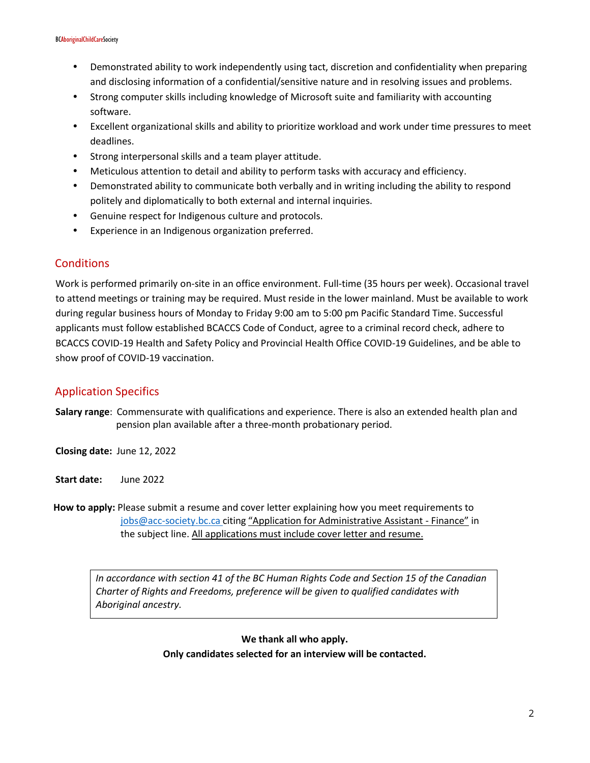- Demonstrated ability to work independently using tact, discretion and confidentiality when preparing and disclosing information of a confidential/sensitive nature and in resolving issues and problems.
- Strong computer skills including knowledge of Microsoft suite and familiarity with accounting software.
- Excellent organizational skills and ability to prioritize workload and work under time pressures to meet deadlines.
- Strong interpersonal skills and a team player attitude.
- Meticulous attention to detail and ability to perform tasks with accuracy and efficiency.
- Demonstrated ability to communicate both verbally and in writing including the ability to respond politely and diplomatically to both external and internal inquiries.
- Genuine respect for Indigenous culture and protocols.
- Experience in an Indigenous organization preferred.

## Conditions

Work is performed primarily on-site in an office environment. Full-time (35 hours per week). Occasional travel to attend meetings or training may be required. Must reside in the lower mainland. Must be available to work during regular business hours of Monday to Friday 9:00 am to 5:00 pm Pacific Standard Time. Successful applicants must follow established BCACCS Code of Conduct, agree to a criminal record check, adhere to BCACCS COVID-19 Health and Safety Policy and Provincial Health Office COVID-19 Guidelines, and be able to show proof of COVID-19 vaccination.

## Application Specifics

**Salary range**: Commensurate with qualifications and experience. There is also an extended health plan and pension plan available after a three-month probationary period.

**Closing date:** June 12, 2022

**Start date:** June 2022

**How to apply:** Please submit a resume and cover letter explaining how you meet requirements to jobs@acc-society.bc.ca citing "Application for Administrative Assistant - Finance" in the subject line. All applications must include cover letter and resume.

*In accordance with section 41 of the BC Human Rights Code and Section 15 of the Canadian Charter of Rights and Freedoms, preference will be given to qualified candidates with Aboriginal ancestry.*

**We thank all who apply.**
**Only candidates selected for an interview will be contacted.**